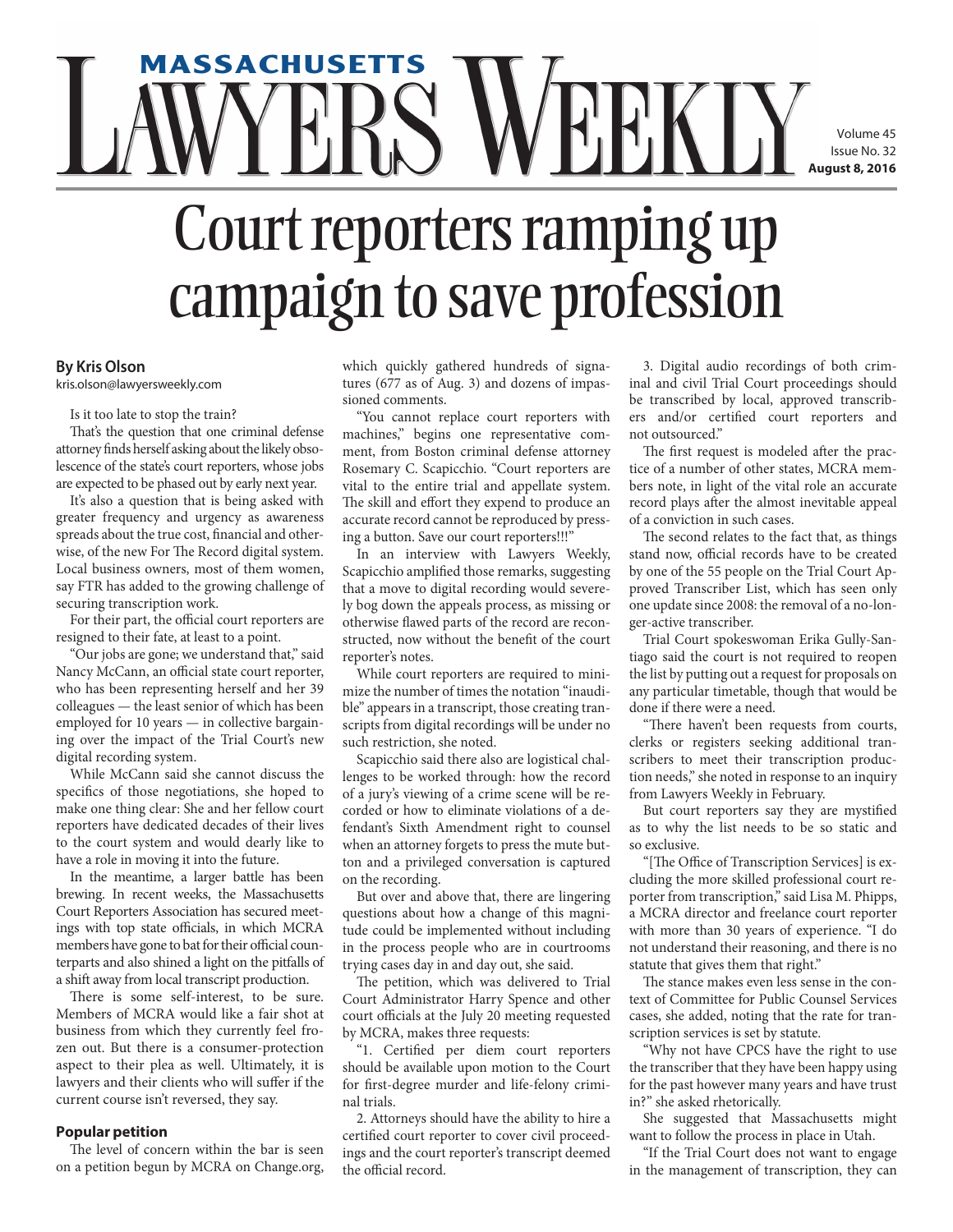# Court reporters ramping up campaign to save profession

**By Kris Olson**
kris.olson@lawyersweekly.com

Is it too late to stop the train?

That's the question that one criminal defense attorney finds herself asking about the likely obsolescence of the state's court reporters, whose jobs are expected to be phased out by early next year.

It's also a question that is being asked with greater frequency and urgency as awareness spreads about the true cost, financial and otherwise, of the new For The Record digital system. Local business owners, most of them women, say FTR has added to the growing challenge of securing transcription work.

For their part, the official court reporters are resigned to their fate, at least to a point.

"Our jobs are gone; we understand that," said Nancy McCann, an official state court reporter, who has been representing herself and her 39 colleagues — the least senior of which has been employed for 10 years — in collective bargaining over the impact of the Trial Court's new digital recording system.

While McCann said she cannot discuss the specifics of those negotiations, she hoped to make one thing clear: She and her fellow court reporters have dedicated decades of their lives to the court system and would dearly like to have a role in moving it into the future.

In the meantime, a larger battle has been brewing. In recent weeks, the Massachusetts Court Reporters Association has secured meetings with top state officials, in which MCRA members have gone to bat for their official counterparts and also shined a light on the pitfalls of a shift away from local transcript production.

There is some self-interest, to be sure. Members of MCRA would like a fair shot at business from which they currently feel frozen out. But there is a consumer-protection aspect to their plea as well. Ultimately, it is lawyers and their clients who will suffer if the current course isn't reversed, they say.

### Popular petition

The level of concern within the bar is seen on a petition begun by MCRA on Change.org, which quickly gathered hundreds of signatures (677 as of Aug. 3) and dozens of impassioned comments.

"You cannot replace court reporters with machines," begins one representative comment, from Boston criminal defense attorney Rosemary C. Scapicchio. "Court reporters are vital to the entire trial and appellate system. The skill and effort they expend to produce an accurate record cannot be reproduced by pressing a button. Save our court reporters!!!"

In an interview with Lawyers Weekly, Scapicchio amplified those remarks, suggesting that a move to digital recording would severely bog down the appeals process, as missing or otherwise flawed parts of the record are reconstructed, now without the benefit of the court reporter's notes.

While court reporters are required to minimize the number of times the notation "inaudible" appears in a transcript, those creating transcripts from digital recordings will be under no such restriction, she noted.

Scapicchio said there also are logistical challenges to be worked through: how the record of a jury's viewing of a crime scene will be recorded or how to eliminate violations of a defendant's Sixth Amendment right to counsel when an attorney forgets to press the mute button and a privileged conversation is captured on the recording.

But over and above that, there are lingering questions about how a change of this magnitude could be implemented without including in the process people who are in courtrooms trying cases day in and day out, she said.

The petition, which was delivered to Trial Court Administrator Harry Spence and other court officials at the July 20 meeting requested by MCRA, makes three requests:

"1. Certified per diem court reporters should be available upon motion to the Court for first-degree murder and life-felony criminal trials.

2. Attorneys should have the ability to hire a certified court reporter to cover civil proceedings and the court reporter's transcript deemed the official record.

3. Digital audio recordings of both criminal and civil Trial Court proceedings should be transcribed by local, approved transcribers and/or certified court reporters and not outsourced."

The first request is modeled after the practice of a number of other states, MCRA members note, in light of the vital role an accurate record plays after the almost inevitable appeal of a conviction in such cases.

The second relates to the fact that, as things stand now, official records have to be created by one of the 55 people on the Trial Court Approved Transcriber List, which has seen only one update since 2008: the removal of a no-longer-active transcriber.

Trial Court spokeswoman Erika Gully-Santiago said the court is not required to reopen the list by putting out a request for proposals on any particular timetable, though that would be done if there were a need.

"There haven't been requests from courts, clerks or registers seeking additional transcribers to meet their transcription production needs," she noted in response to an inquiry from Lawyers Weekly in February.

But court reporters say they are mystified as to why the list needs to be so static and so exclusive.

"[The Office of Transcription Services] is excluding the more skilled professional court reporter from transcription," said Lisa M. Phipps, a MCRA director and freelance court reporter with more than 30 years of experience. "I do not understand their reasoning, and there is no statute that gives them that right."

The stance makes even less sense in the context of Committee for Public Counsel Services cases, she added, noting that the rate for transcription services is set by statute.

"Why not have CPCS have the right to use the transcriber that they have been happy using for the past however many years and have trust in?" she asked rhetorically.

She suggested that Massachusetts might want to follow the process in place in Utah.

"If the Trial Court does not want to engage in the management of transcription, they can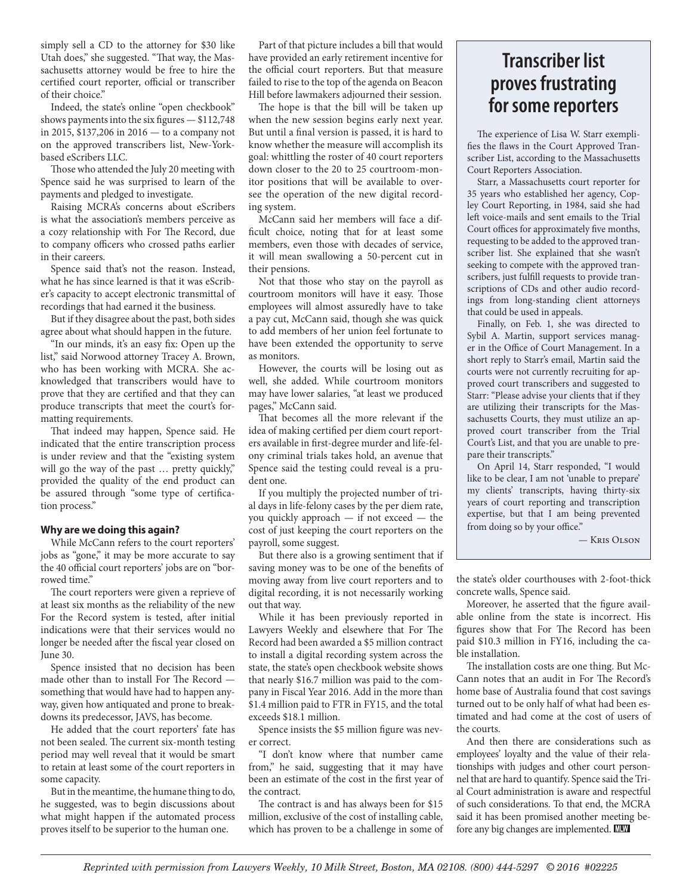simply sell a CD to the attorney for $30 like Utah does," she suggested. "That way, the Massachusetts attorney would be free to hire the certified court reporter, official or transcriber of their choice."

Indeed, the state's online "open checkbook" shows payments into the six figures — $112,748 in 2015, $137,206 in 2016 — to a company not on the approved transcribers list, New-York-based eScribers LLC.

Those who attended the July 20 meeting with Spence said he was surprised to learn of the payments and pledged to investigate.

Raising MCRA's concerns about eScribers is what the association's members perceive as a cozy relationship with For The Record, due to company officers who crossed paths earlier in their careers.

Spence said that's not the reason. Instead, what he has since learned is that it was eScriber's capacity to accept electronic transmittal of recordings that had earned it the business.

But if they disagree about the past, both sides agree about what should happen in the future.

"In our minds, it's an easy fix: Open up the list," said Norwood attorney Tracey A. Brown, who has been working with MCRA. She acknowledged that transcribers would have to prove that they are certified and that they can produce transcripts that meet the court's formatting requirements.

That indeed may happen, Spence said. He indicated that the entire transcription process is under review and that the "existing system will go the way of the past … pretty quickly," provided the quality of the end product can be assured through "some type of certification process."

### Why are we doing this again?

While McCann refers to the court reporters' jobs as "gone," it may be more accurate to say the 40 official court reporters' jobs are on "borrowed time."

The court reporters were given a reprieve of at least six months as the reliability of the new For the Record system is tested, after initial indications were that their services would no longer be needed after the fiscal year closed on June 30.

Spence insisted that no decision has been made other than to install For The Record — something that would have had to happen anyway, given how antiquated and prone to breakdowns its predecessor, JAVS, has become.

He added that the court reporters' fate has not been sealed. The current six-month testing period may well reveal that it would be smart to retain at least some of the court reporters in some capacity.

But in the meantime, the humane thing to do, he suggested, was to begin discussions about what might happen if the automated process proves itself to be superior to the human one.

Part of that picture includes a bill that would have provided an early retirement incentive for the official court reporters. But that measure failed to rise to the top of the agenda on Beacon Hill before lawmakers adjourned their session.

The hope is that the bill will be taken up when the new session begins early next year. But until a final version is passed, it is hard to know whether the measure will accomplish its goal: whittling the roster of 40 court reporters down closer to the 20 to 25 courtroom-monitor positions that will be available to oversee the operation of the new digital recording system.

McCann said her members will face a difficult choice, noting that for at least some members, even those with decades of service, it will mean swallowing a 50-percent cut in their pensions.

Not that those who stay on the payroll as courtroom monitors will have it easy. Those employees will almost assuredly have to take a pay cut, McCann said, though she was quick to add members of her union feel fortunate to have been extended the opportunity to serve as monitors.

However, the courts will be losing out as well, she added. While courtroom monitors may have lower salaries, "at least we produced pages," McCann said.

That becomes all the more relevant if the idea of making certified per diem court reporters available in first-degree murder and life-felony criminal trials takes hold, an avenue that Spence said the testing could reveal is a prudent one.

If you multiply the projected number of trial days in life-felony cases by the per diem rate, you quickly approach — if not exceed — the cost of just keeping the court reporters on the payroll, some suggest.

But there also is a growing sentiment that if saving money was to be one of the benefits of moving away from live court reporters and to digital recording, it is not necessarily working out that way.

While it has been previously reported in Lawyers Weekly and elsewhere that For The Record had been awarded a $5 million contract to install a digital recording system across the state, the state's open checkbook website shows that nearly $16.7 million was paid to the company in Fiscal Year 2016. Add in the more than $1.4 million paid to FTR in FY15, and the total exceeds $18.1 million.

Spence insists the $5 million figure was never correct.

"I don't know where that number came from," he said, suggesting that it may have been an estimate of the cost in the first year of the contract.

The contract is and has always been for $15 million, exclusive of the cost of installing cable, which has proven to be a challenge in some of the state's older courthouses with 2-foot-thick concrete walls, Spence said.

Moreover, he asserted that the figure available online from the state is incorrect. His figures show that For The Record has been paid $10.3 million in FY16, including the cable installation.

The installation costs are one thing. But McCann notes that an audit in For The Record's home base of Australia found that cost savings turned out to be only half of what had been estimated and had come at the cost of users of the courts.

And then there are considerations such as employees' loyalty and the value of their relationships with judges and other court personnel that are hard to quantify. Spence said the Trial Court administration is aware and respectful of such considerations. To that end, the MCRA said it has been promised another meeting before any big changes are implemented. MLW

## Transcriber list proves frustrating for some reporters

The experience of Lisa W. Starr exemplifies the flaws in the Court Approved Transcriber List, according to the Massachusetts Court Reporters Association.

Starr, a Massachusetts court reporter for 35 years who established her agency, Copley Court Reporting, in 1984, said she had left voice-mails and sent emails to the Trial Court offices for approximately five months, requesting to be added to the approved transcriber list. She explained that she wasn't seeking to compete with the approved transcribers, just fulfill requests to provide transcriptions of CDs and other audio recordings from long-standing client attorneys that could be used in appeals.

Finally, on Feb. 1, she was directed to Sybil A. Martin, support services manager in the Office of Court Management. In a short reply to Starr's email, Martin said the courts were not currently recruiting for approved court transcribers and suggested to Starr: "Please advise your clients that if they are utilizing their transcripts for the Massachusetts Courts, they must utilize an approved court transcriber from the Trial Court's List, and that you are unable to prepare their transcripts."

On April 14, Starr responded, "I would like to be clear, I am not 'unable to prepare' my clients' transcripts, having thirty-six years of court reporting and transcription expertise, but that I am being prevented from doing so by your office."

— Kris Olson

*Reprinted with permission from Lawyers Weekly, 10 Milk Street, Boston, MA 02108. (800) 444-5297 © 2016 #02225*